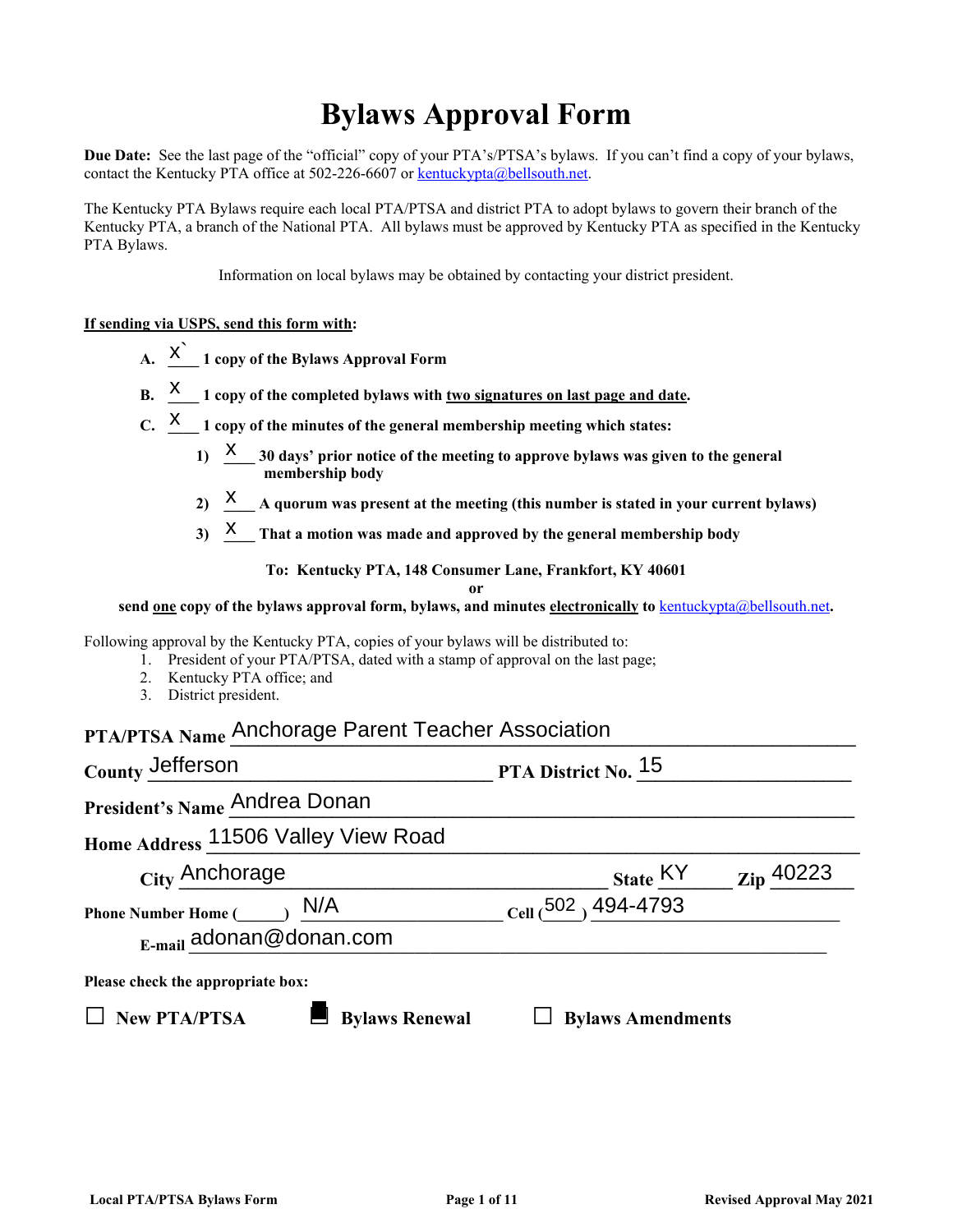# Bylaws Approval Form

**Due Date:** See the last page of the "official" copy of your PTA's/PTSA's bylaws. If you can't find a copy of your bylaws, contact the Kentucky PTA office at 502-226-6607 or kentuckypta@bellsouth.net.

The Kentucky PTA Bylaws require each local PTA/PTSA and district PTA to adopt bylaws to govern their branch of the Kentucky PTA, a branch of the National PTA. All bylaws must be approved by Kentucky PTA as specified in the Kentucky PTA Bylaws.

Information on local bylaws may be obtained by contacting your district president.

**If sending via USPS, send this form with:**

- **A.** X` **1 copy of the Bylaws Approval Form**
- **B.** X **1 copy of the completed bylaws with two signatures on last page and date.**
- **C.** X **1 copy of the minutes of the general membership meeting which states:**
  - **1)** X **30 days' prior notice of the meeting to approve bylaws was given to the general membership body**
  - **2)** X **A quorum was present at the meeting (this number is stated in your current bylaws)**
  - **3)** X **That a motion was made and approved by the general membership body**

**To: Kentucky PTA, 148 Consumer Lane, Frankfort, KY 40601**

**or**

**send one copy of the bylaws approval form, bylaws, and minutes electronically to kentuckypta@bellsouth.net.**

Following approval by the Kentucky PTA, copies of your bylaws will be distributed to:

1. President of your PTA/PTSA, dated with a stamp of approval on the last page;
2. Kentucky PTA office; and
3. District president.

**PTA/PTSA Name** Anchorage Parent Teacher Association

**County** Jefferson **PTA District No.** 15

**President's Name** Andrea Donan

**Home Address** 11506 Valley View Road

**City** Anchorage **State** KY **Zip** 40223

**Phone Number Home** (\_\_\_\_\_) N/A **Cell** (502) 494-4793

**E-mail** adonan@donan.com

**Please check the appropriate box:**

☐ **New PTA/PTSA** ☒ **Bylaws Renewal** ☐ **Bylaws Amendments**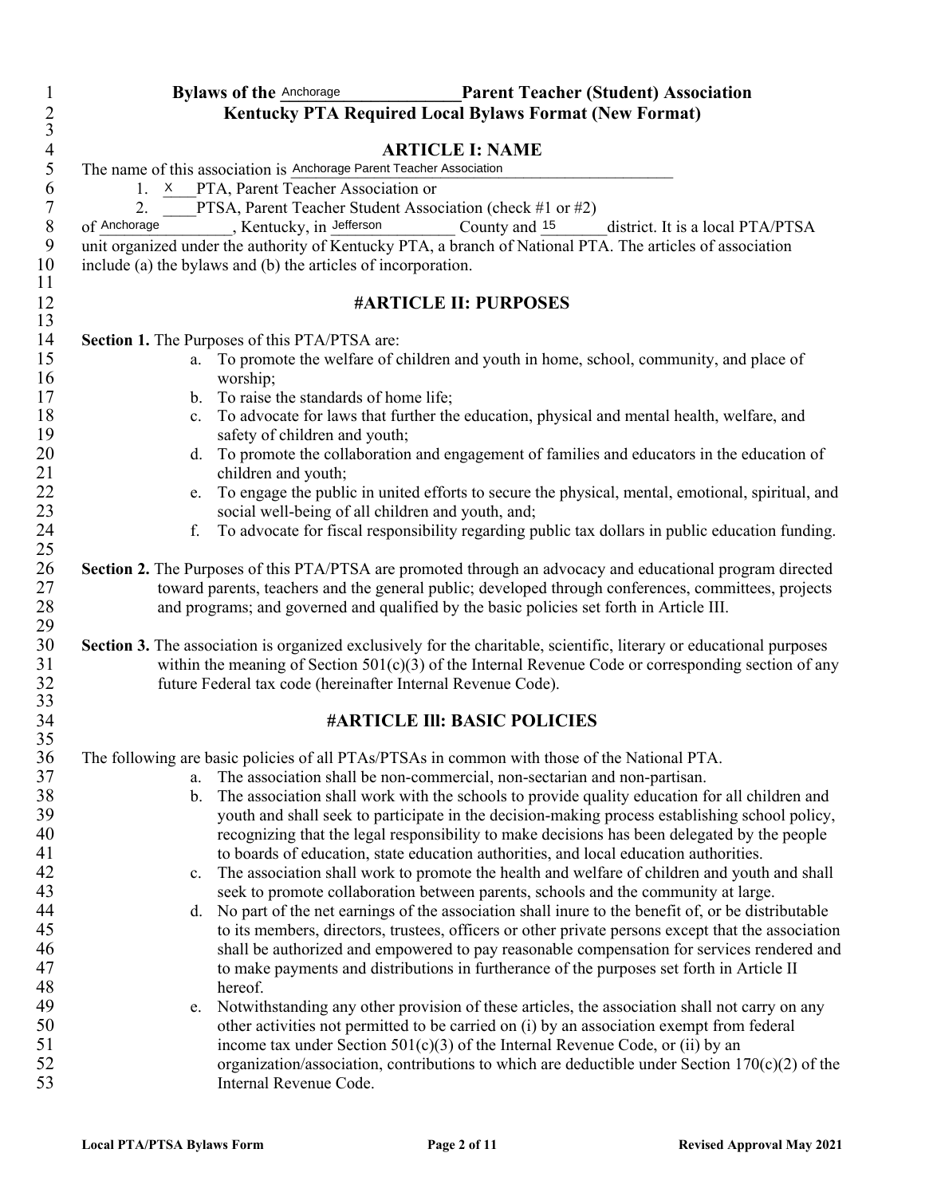# Bylaws of the Anchorage Parent Teacher (Student) Association

## Kentucky PTA Required Local Bylaws Format (New Format)

## ARTICLE I: NAME

The name of this association is Anchorage Parent Teacher Association

1. X PTA, Parent Teacher Association or
2. ____PTA, Parent Teacher Student Association (check #1 or #2)

of Anchorage, Kentucky, in Jefferson County and 15 district. It is a local PTA/PTSA unit organized under the authority of Kentucky PTA, a branch of National PTA. The articles of association include (a) the bylaws and (b) the articles of incorporation.

## #ARTICLE II: PURPOSES

**Section 1.** The Purposes of this PTA/PTSA are:

a. To promote the welfare of children and youth in home, school, community, and place of worship;
b. To raise the standards of home life;
c. To advocate for laws that further the education, physical and mental health, welfare, and safety of children and youth;
d. To promote the collaboration and engagement of families and educators in the education of children and youth;
e. To engage the public in united efforts to secure the physical, mental, emotional, spiritual, and social well-being of all children and youth, and;
f. To advocate for fiscal responsibility regarding public tax dollars in public education funding.

**Section 2.** The Purposes of this PTA/PTSA are promoted through an advocacy and educational program directed toward parents, teachers and the general public; developed through conferences, committees, projects and programs; and governed and qualified by the basic policies set forth in Article III.

**Section 3.** The association is organized exclusively for the charitable, scientific, literary or educational purposes within the meaning of Section 501(c)(3) of the Internal Revenue Code or corresponding section of any future Federal tax code (hereinafter Internal Revenue Code).

## #ARTICLE III: BASIC POLICIES

The following are basic policies of all PTAs/PTSAs in common with those of the National PTA.

a. The association shall be non-commercial, non-sectarian and non-partisan.
b. The association shall work with the schools to provide quality education for all children and youth and shall seek to participate in the decision-making process establishing school policy, recognizing that the legal responsibility to make decisions has been delegated by the people to boards of education, state education authorities, and local education authorities.
c. The association shall work to promote the health and welfare of children and youth and shall seek to promote collaboration between parents, schools and the community at large.
d. No part of the net earnings of the association shall inure to the benefit of, or be distributable to its members, directors, trustees, officers or other private persons except that the association shall be authorized and empowered to pay reasonable compensation for services rendered and to make payments and distributions in furtherance of the purposes set forth in Article II hereof.
e. Notwithstanding any other provision of these articles, the association shall not carry on any other activities not permitted to be carried on (i) by an association exempt from federal income tax under Section 501(c)(3) of the Internal Revenue Code, or (ii) by an organization/association, contributions to which are deductible under Section 170(c)(2) of the Internal Revenue Code.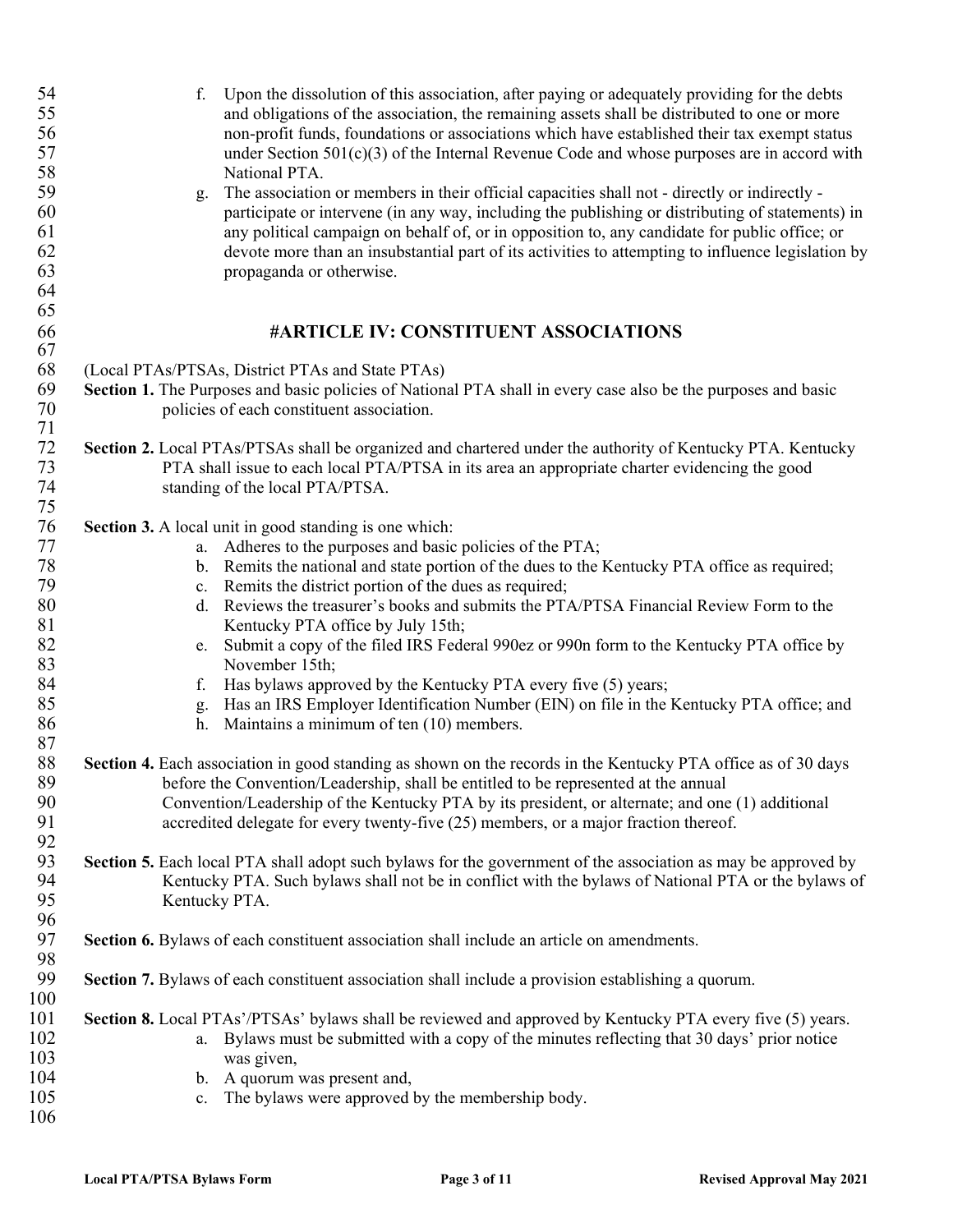f. Upon the dissolution of this association, after paying or adequately providing for the debts and obligations of the association, the remaining assets shall be distributed to one or more non-profit funds, foundations or associations which have established their tax exempt status under Section 501(c)(3) of the Internal Revenue Code and whose purposes are in accord with National PTA.

g. The association or members in their official capacities shall not - directly or indirectly - participate or intervene (in any way, including the publishing or distributing of statements) in any political campaign on behalf of, or in opposition to, any candidate for public office; or devote more than an insubstantial part of its activities to attempting to influence legislation by propaganda or otherwise.

# #ARTICLE IV: CONSTITUENT ASSOCIATIONS

(Local PTAs/PTSAs, District PTAs and State PTAs)

**Section 1.** The Purposes and basic policies of National PTA shall in every case also be the purposes and basic policies of each constituent association.

**Section 2.** Local PTAs/PTSAs shall be organized and chartered under the authority of Kentucky PTA. Kentucky PTA shall issue to each local PTA/PTSA in its area an appropriate charter evidencing the good standing of the local PTA/PTSA.

**Section 3.** A local unit in good standing is one which:

a. Adheres to the purposes and basic policies of the PTA;
b. Remits the national and state portion of the dues to the Kentucky PTA office as required;
c. Remits the district portion of the dues as required;
d. Reviews the treasurer's books and submits the PTA/PTSA Financial Review Form to the Kentucky PTA office by July 15th;
e. Submit a copy of the filed IRS Federal 990ez or 990n form to the Kentucky PTA office by November 15th;
f. Has bylaws approved by the Kentucky PTA every five (5) years;
g. Has an IRS Employer Identification Number (EIN) on file in the Kentucky PTA office; and
h. Maintains a minimum of ten (10) members.

**Section 4.** Each association in good standing as shown on the records in the Kentucky PTA office as of 30 days before the Convention/Leadership, shall be entitled to be represented at the annual Convention/Leadership of the Kentucky PTA by its president, or alternate; and one (1) additional accredited delegate for every twenty-five (25) members, or a major fraction thereof.

**Section 5.** Each local PTA shall adopt such bylaws for the government of the association as may be approved by Kentucky PTA. Such bylaws shall not be in conflict with the bylaws of National PTA or the bylaws of Kentucky PTA.

**Section 6.** Bylaws of each constituent association shall include an article on amendments.

**Section 7.** Bylaws of each constituent association shall include a provision establishing a quorum.

**Section 8.** Local PTAs'/PTSAs' bylaws shall be reviewed and approved by Kentucky PTA every five (5) years.

a. Bylaws must be submitted with a copy of the minutes reflecting that 30 days' prior notice was given,
b. A quorum was present and,
c. The bylaws were approved by the membership body.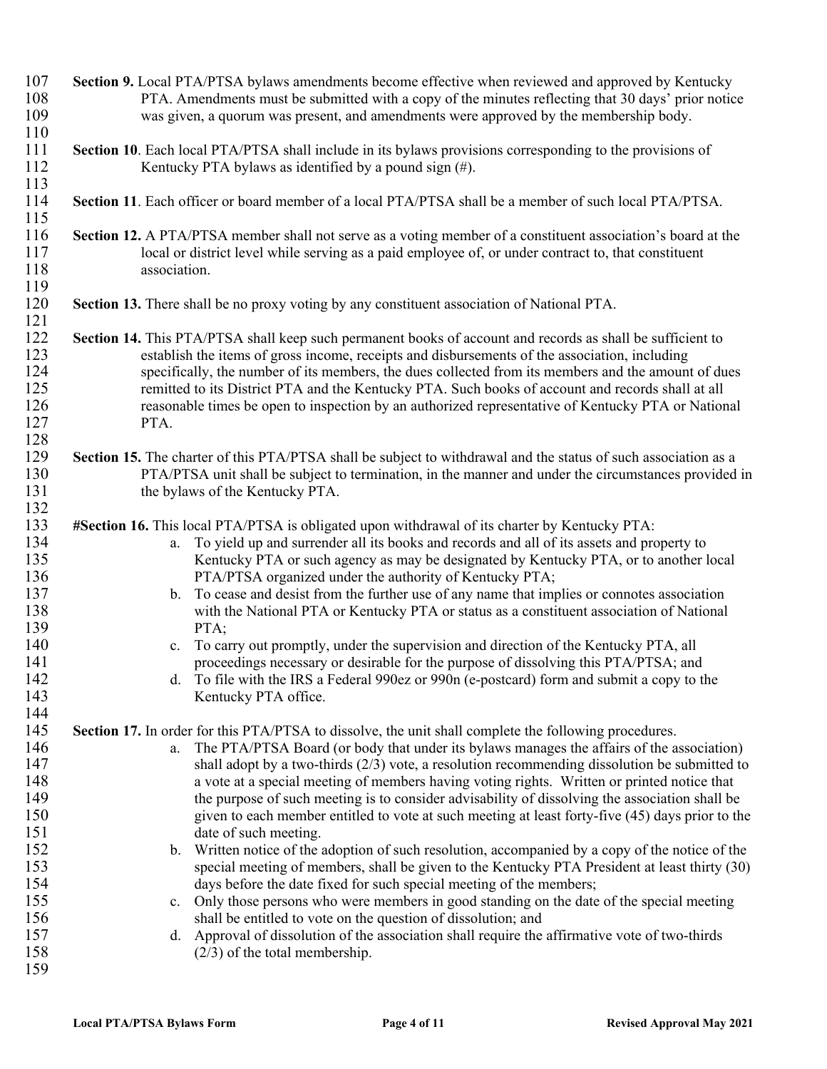**Section 9.** Local PTA/PTSA bylaws amendments become effective when reviewed and approved by Kentucky PTA. Amendments must be submitted with a copy of the minutes reflecting that 30 days' prior notice was given, a quorum was present, and amendments were approved by the membership body.

**Section 10**. Each local PTA/PTSA shall include in its bylaws provisions corresponding to the provisions of Kentucky PTA bylaws as identified by a pound sign (#).

**Section 11**. Each officer or board member of a local PTA/PTSA shall be a member of such local PTA/PTSA.

**Section 12.** A PTA/PTSA member shall not serve as a voting member of a constituent association's board at the local or district level while serving as a paid employee of, or under contract to, that constituent association.

**Section 13.** There shall be no proxy voting by any constituent association of National PTA.

**Section 14.** This PTA/PTSA shall keep such permanent books of account and records as shall be sufficient to establish the items of gross income, receipts and disbursements of the association, including specifically, the number of its members, the dues collected from its members and the amount of dues remitted to its District PTA and the Kentucky PTA. Such books of account and records shall at all reasonable times be open to inspection by an authorized representative of Kentucky PTA or National PTA.

**Section 15.** The charter of this PTA/PTSA shall be subject to withdrawal and the status of such association as a PTA/PTSA unit shall be subject to termination, in the manner and under the circumstances provided in the bylaws of the Kentucky PTA.

**#Section 16.** This local PTA/PTSA is obligated upon withdrawal of its charter by Kentucky PTA:

a. To yield up and surrender all its books and records and all of its assets and property to Kentucky PTA or such agency as may be designated by Kentucky PTA, or to another local PTA/PTSA organized under the authority of Kentucky PTA;
b. To cease and desist from the further use of any name that implies or connotes association with the National PTA or Kentucky PTA or status as a constituent association of National PTA;
c. To carry out promptly, under the supervision and direction of the Kentucky PTA, all proceedings necessary or desirable for the purpose of dissolving this PTA/PTSA; and
d. To file with the IRS a Federal 990ez or 990n (e-postcard) form and submit a copy to the Kentucky PTA office.

**Section 17.** In order for this PTA/PTSA to dissolve, the unit shall complete the following procedures.

a. The PTA/PTSA Board (or body that under its bylaws manages the affairs of the association) shall adopt by a two-thirds (2/3) vote, a resolution recommending dissolution be submitted to a vote at a special meeting of members having voting rights. Written or printed notice that the purpose of such meeting is to consider advisability of dissolving the association shall be given to each member entitled to vote at such meeting at least forty-five (45) days prior to the date of such meeting.
b. Written notice of the adoption of such resolution, accompanied by a copy of the notice of the special meeting of members, shall be given to the Kentucky PTA President at least thirty (30) days before the date fixed for such special meeting of the members;
c. Only those persons who were members in good standing on the date of the special meeting shall be entitled to vote on the question of dissolution; and
d. Approval of dissolution of the association shall require the affirmative vote of two-thirds (2/3) of the total membership.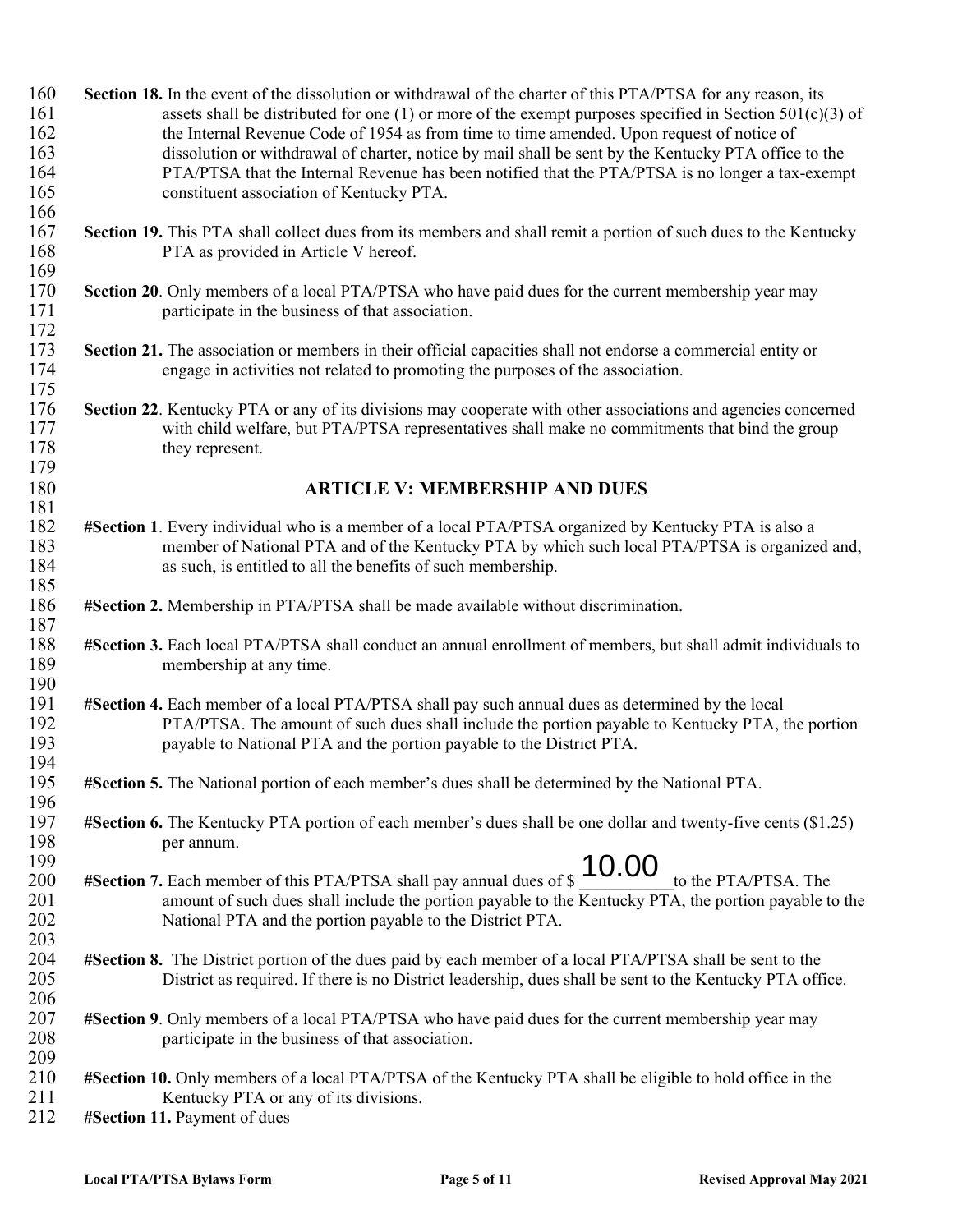**Section 18.** In the event of the dissolution or withdrawal of the charter of this PTA/PTSA for any reason, its assets shall be distributed for one (1) or more of the exempt purposes specified in Section 501(c)(3) of the Internal Revenue Code of 1954 as from time to time amended. Upon request of notice of dissolution or withdrawal of charter, notice by mail shall be sent by the Kentucky PTA office to the PTA/PTSA that the Internal Revenue has been notified that the PTA/PTSA is no longer a tax-exempt constituent association of Kentucky PTA.

**Section 19.** This PTA shall collect dues from its members and shall remit a portion of such dues to the Kentucky PTA as provided in Article V hereof.

**Section 20**. Only members of a local PTA/PTSA who have paid dues for the current membership year may participate in the business of that association.

**Section 21.** The association or members in their official capacities shall not endorse a commercial entity or engage in activities not related to promoting the purposes of the association.

**Section 22**. Kentucky PTA or any of its divisions may cooperate with other associations and agencies concerned with child welfare, but PTA/PTSA representatives shall make no commitments that bind the group they represent.

## ARTICLE V: MEMBERSHIP AND DUES

**#Section 1**. Every individual who is a member of a local PTA/PTSA organized by Kentucky PTA is also a member of National PTA and of the Kentucky PTA by which such local PTA/PTSA is organized and, as such, is entitled to all the benefits of such membership.

**#Section 2.** Membership in PTA/PTSA shall be made available without discrimination.

**#Section 3.** Each local PTA/PTSA shall conduct an annual enrollment of members, but shall admit individuals to membership at any time.

**#Section 4.** Each member of a local PTA/PTSA shall pay such annual dues as determined by the local PTA/PTSA. The amount of such dues shall include the portion payable to Kentucky PTA, the portion payable to National PTA and the portion payable to the District PTA.

**#Section 5.** The National portion of each member's dues shall be determined by the National PTA.

**#Section 6.** The Kentucky PTA portion of each member's dues shall be one dollar and twenty-five cents ($1.25) per annum.

**#Section 7.** Each member of this PTA/PTSA shall pay annual dues of $ 10.00 to the PTA/PTSA. The amount of such dues shall include the portion payable to the Kentucky PTA, the portion payable to the National PTA and the portion payable to the District PTA.

**#Section 8.** The District portion of the dues paid by each member of a local PTA/PTSA shall be sent to the District as required. If there is no District leadership, dues shall be sent to the Kentucky PTA office.

**#Section 9**. Only members of a local PTA/PTSA who have paid dues for the current membership year may participate in the business of that association.

**#Section 10.** Only members of a local PTA/PTSA of the Kentucky PTA shall be eligible to hold office in the Kentucky PTA or any of its divisions.

**#Section 11.** Payment of dues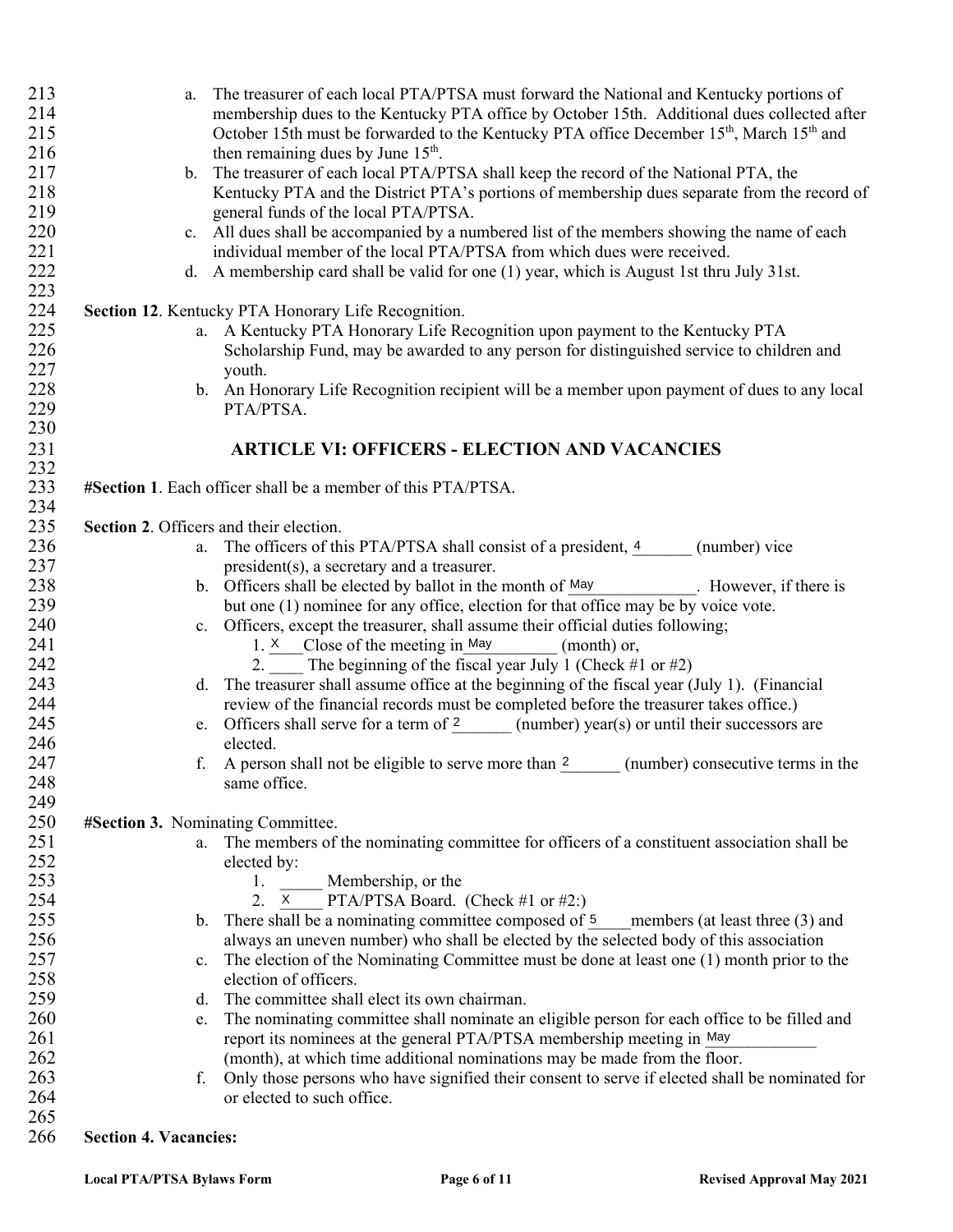a. The treasurer of each local PTA/PTSA must forward the National and Kentucky portions of membership dues to the Kentucky PTA office by October 15th. Additional dues collected after October 15th must be forwarded to the Kentucky PTA office December 15th, March 15th and then remaining dues by June 15th.

b. The treasurer of each local PTA/PTSA shall keep the record of the National PTA, the Kentucky PTA and the District PTA's portions of membership dues separate from the record of general funds of the local PTA/PTSA.

c. All dues shall be accompanied by a numbered list of the members showing the name of each individual member of the local PTA/PTSA from which dues were received.

d. A membership card shall be valid for one (1) year, which is August 1st thru July 31st.

**Section 12**. Kentucky PTA Honorary Life Recognition.

a. A Kentucky PTA Honorary Life Recognition upon payment to the Kentucky PTA Scholarship Fund, may be awarded to any person for distinguished service to children and youth.

b. An Honorary Life Recognition recipient will be a member upon payment of dues to any local PTA/PTSA.

## ARTICLE VI: OFFICERS - ELECTION AND VACANCIES

**#Section 1**. Each officer shall be a member of this PTA/PTSA.

**Section 2**. Officers and their election.

a. The officers of this PTA/PTSA shall consist of a president, 4 (number) vice president(s), a secretary and a treasurer.

b. Officers shall be elected by ballot in the month of May. However, if there is but one (1) nominee for any office, election for that office may be by voice vote.

c. Officers, except the treasurer, shall assume their official duties following;

1. X Close of the meeting in May (month) or,
2. ____ The beginning of the fiscal year July 1 (Check #1 or #2)

d. The treasurer shall assume office at the beginning of the fiscal year (July 1). (Financial review of the financial records must be completed before the treasurer takes office.)

e. Officers shall serve for a term of 2 (number) year(s) or until their successors are elected.

f. A person shall not be eligible to serve more than 2 (number) consecutive terms in the same office.

**#Section 3.** Nominating Committee.

a. The members of the nominating committee for officers of a constituent association shall be elected by:

1. _____ Membership, or the
2. X PTA/PTSA Board. (Check #1 or #2:)

b. There shall be a nominating committee composed of 5 members (at least three (3) and always an uneven number) who shall be elected by the selected body of this association

c. The election of the Nominating Committee must be done at least one (1) month prior to the election of officers.

d. The committee shall elect its own chairman.

e. The nominating committee shall nominate an eligible person for each office to be filled and report its nominees at the general PTA/PTSA membership meeting in May (month), at which time additional nominations may be made from the floor.

f. Only those persons who have signified their consent to serve if elected shall be nominated for or elected to such office.

**Section 4. Vacancies:**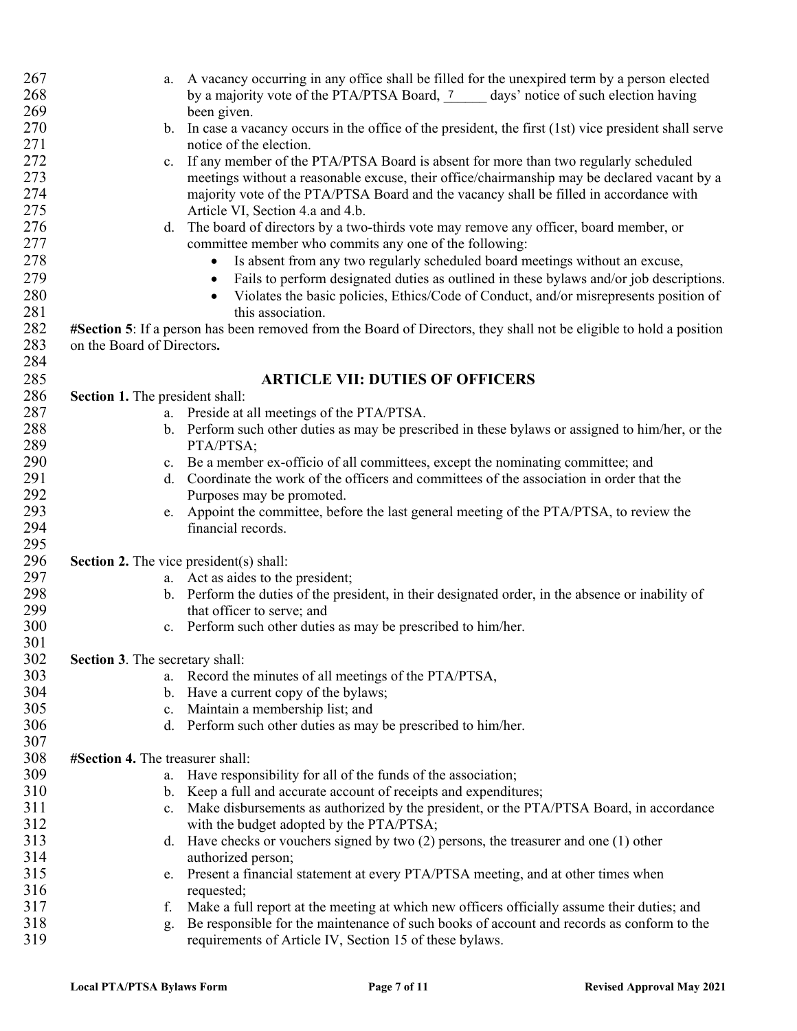a. A vacancy occurring in any office shall be filled for the unexpired term by a person elected by a majority vote of the PTA/PTSA Board, 7______ days' notice of such election having been given.
b. In case a vacancy occurs in the office of the president, the first (1st) vice president shall serve notice of the election.
c. If any member of the PTA/PTSA Board is absent for more than two regularly scheduled meetings without a reasonable excuse, their office/chairmanship may be declared vacant by a majority vote of the PTA/PTSA Board and the vacancy shall be filled in accordance with Article VI, Section 4.a and 4.b.
d. The board of directors by a two-thirds vote may remove any officer, board member, or committee member who commits any one of the following:
   - Is absent from any two regularly scheduled board meetings without an excuse,
   - Fails to perform designated duties as outlined in these bylaws and/or job descriptions.
   - Violates the basic policies, Ethics/Code of Conduct, and/or misrepresents position of this association.

**#Section 5**: If a person has been removed from the Board of Directors, they shall not be eligible to hold a position on the Board of Directors**.**

## ARTICLE VII: DUTIES OF OFFICERS

**Section 1.** The president shall:

a. Preside at all meetings of the PTA/PTSA.
b. Perform such other duties as may be prescribed in these bylaws or assigned to him/her, or the PTA/PTSA;
c. Be a member ex-officio of all committees, except the nominating committee; and
d. Coordinate the work of the officers and committees of the association in order that the Purposes may be promoted.
e. Appoint the committee, before the last general meeting of the PTA/PTSA, to review the financial records.

**Section 2.** The vice president(s) shall:

a. Act as aides to the president;
b. Perform the duties of the president, in their designated order, in the absence or inability of that officer to serve; and
c. Perform such other duties as may be prescribed to him/her.

**Section 3**. The secretary shall:

a. Record the minutes of all meetings of the PTA/PTSA,
b. Have a current copy of the bylaws;
c. Maintain a membership list; and
d. Perform such other duties as may be prescribed to him/her.

**#Section 4.** The treasurer shall:

a. Have responsibility for all of the funds of the association;
b. Keep a full and accurate account of receipts and expenditures;
c. Make disbursements as authorized by the president, or the PTA/PTSA Board, in accordance with the budget adopted by the PTA/PTSA;
d. Have checks or vouchers signed by two (2) persons, the treasurer and one (1) other authorized person;
e. Present a financial statement at every PTA/PTSA meeting, and at other times when requested;
f. Make a full report at the meeting at which new officers officially assume their duties; and
g. Be responsible for the maintenance of such books of account and records as conform to the requirements of Article IV, Section 15 of these bylaws.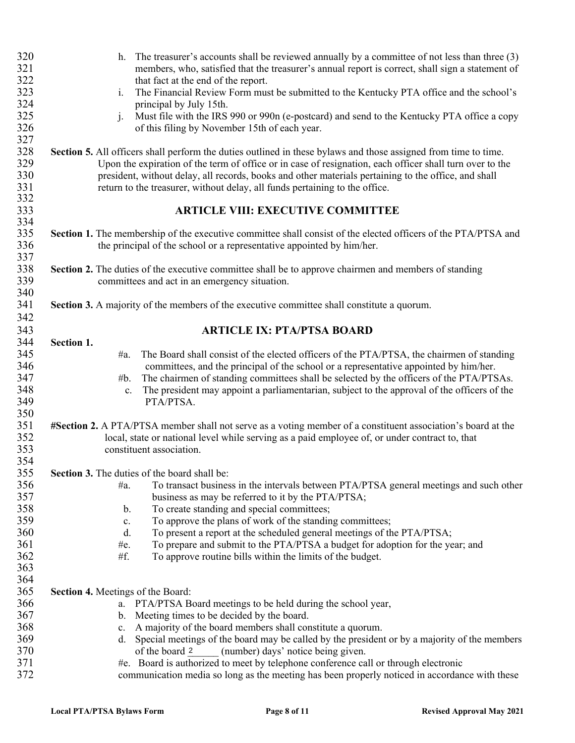h. The treasurer's accounts shall be reviewed annually by a committee of not less than three (3) members, who, satisfied that the treasurer's annual report is correct, shall sign a statement of that fact at the end of the report.

i. The Financial Review Form must be submitted to the Kentucky PTA office and the school's principal by July 15th.

j. Must file with the IRS 990 or 990n (e-postcard) and send to the Kentucky PTA office a copy of this filing by November 15th of each year.

**Section 5.** All officers shall perform the duties outlined in these bylaws and those assigned from time to time. Upon the expiration of the term of office or in case of resignation, each officer shall turn over to the president, without delay, all records, books and other materials pertaining to the office, and shall return to the treasurer, without delay, all funds pertaining to the office.

## ARTICLE VIII: EXECUTIVE COMMITTEE

**Section 1.** The membership of the executive committee shall consist of the elected officers of the PTA/PTSA and the principal of the school or a representative appointed by him/her.

**Section 2.** The duties of the executive committee shall be to approve chairmen and members of standing committees and act in an emergency situation.

**Section 3.** A majority of the members of the executive committee shall constitute a quorum.

## ARTICLE IX: PTA/PTSA BOARD

**Section 1.**

#a. The Board shall consist of the elected officers of the PTA/PTSA, the chairmen of standing committees, and the principal of the school or a representative appointed by him/her.

#b. The chairmen of standing committees shall be selected by the officers of the PTA/PTSAs.

c. The president may appoint a parliamentarian, subject to the approval of the officers of the PTA/PTSA.

**#Section 2.** A PTA/PTSA member shall not serve as a voting member of a constituent association's board at the local, state or national level while serving as a paid employee of, or under contract to, that constituent association.

**Section 3.** The duties of the board shall be:

#a. To transact business in the intervals between PTA/PTSA general meetings and such other business as may be referred to it by the PTA/PTSA;

b. To create standing and special committees;

c. To approve the plans of work of the standing committees;

d. To present a report at the scheduled general meetings of the PTA/PTSA;

#e. To prepare and submit to the PTA/PTSA a budget for adoption for the year; and

#f. To approve routine bills within the limits of the budget.

**Section 4.** Meetings of the Board:

a. PTA/PTSA Board meetings to be held during the school year,

b. Meeting times to be decided by the board.

c. A majority of the board members shall constitute a quorum.

d. Special meetings of the board may be called by the president or by a majority of the members of the board 2\_\_\_\_\_\_ (number) days' notice being given.

#e. Board is authorized to meet by telephone conference call or through electronic communication media so long as the meeting has been properly noticed in accordance with these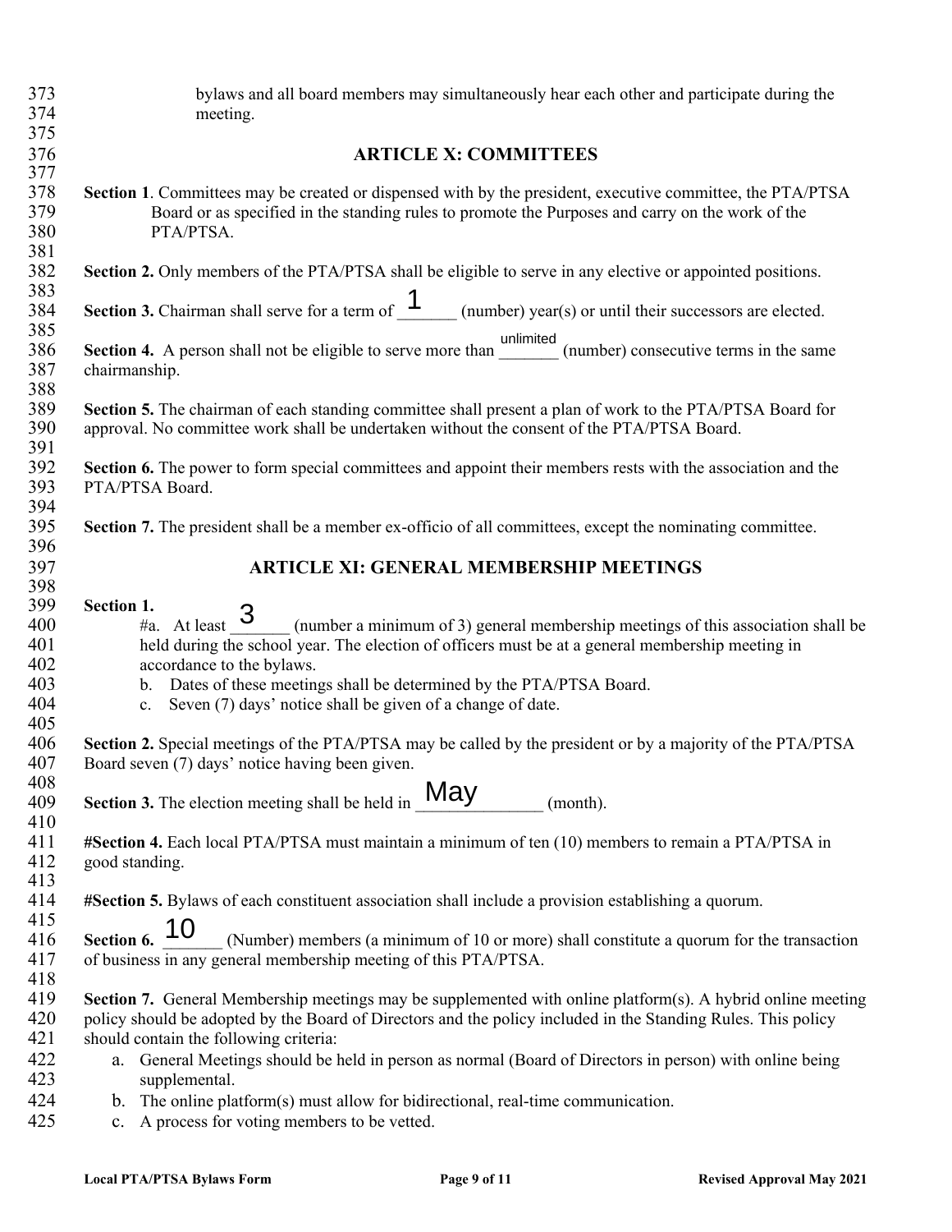bylaws and all board members may simultaneously hear each other and participate during the meeting.

## ARTICLE X: COMMITTEES

**Section 1**. Committees may be created or dispensed with by the president, executive committee, the PTA/PTSA Board or as specified in the standing rules to promote the Purposes and carry on the work of the PTA/PTSA.

**Section 2.** Only members of the PTA/PTSA shall be eligible to serve in any elective or appointed positions.

**Section 3.** Chairman shall serve for a term of 1 (number) year(s) or until their successors are elected.

**Section 4.** A person shall not be eligible to serve more than unlimited (number) consecutive terms in the same chairmanship.

**Section 5.** The chairman of each standing committee shall present a plan of work to the PTA/PTSA Board for approval. No committee work shall be undertaken without the consent of the PTA/PTSA Board.

**Section 6.** The power to form special committees and appoint their members rests with the association and the PTA/PTSA Board.

**Section 7.** The president shall be a member ex-officio of all committees, except the nominating committee.

## ARTICLE XI: GENERAL MEMBERSHIP MEETINGS

**Section 1.**

#a. At least 3 (number a minimum of 3) general membership meetings of this association shall be held during the school year. The election of officers must be at a general membership meeting in accordance to the bylaws.

b. Dates of these meetings shall be determined by the PTA/PTSA Board.

c. Seven (7) days' notice shall be given of a change of date.

**Section 2.** Special meetings of the PTA/PTSA may be called by the president or by a majority of the PTA/PTSA Board seven (7) days' notice having been given.

**Section 3.** The election meeting shall be held in May (month).

**#Section 4.** Each local PTA/PTSA must maintain a minimum of ten (10) members to remain a PTA/PTSA in good standing.

**#Section 5.** Bylaws of each constituent association shall include a provision establishing a quorum.

**Section 6.** 10 (Number) members (a minimum of 10 or more) shall constitute a quorum for the transaction of business in any general membership meeting of this PTA/PTSA.

**Section 7.** General Membership meetings may be supplemented with online platform(s). A hybrid online meeting policy should be adopted by the Board of Directors and the policy included in the Standing Rules. This policy should contain the following criteria:

a. General Meetings should be held in person as normal (Board of Directors in person) with online being supplemental.

b. The online platform(s) must allow for bidirectional, real-time communication.

c. A process for voting members to be vetted.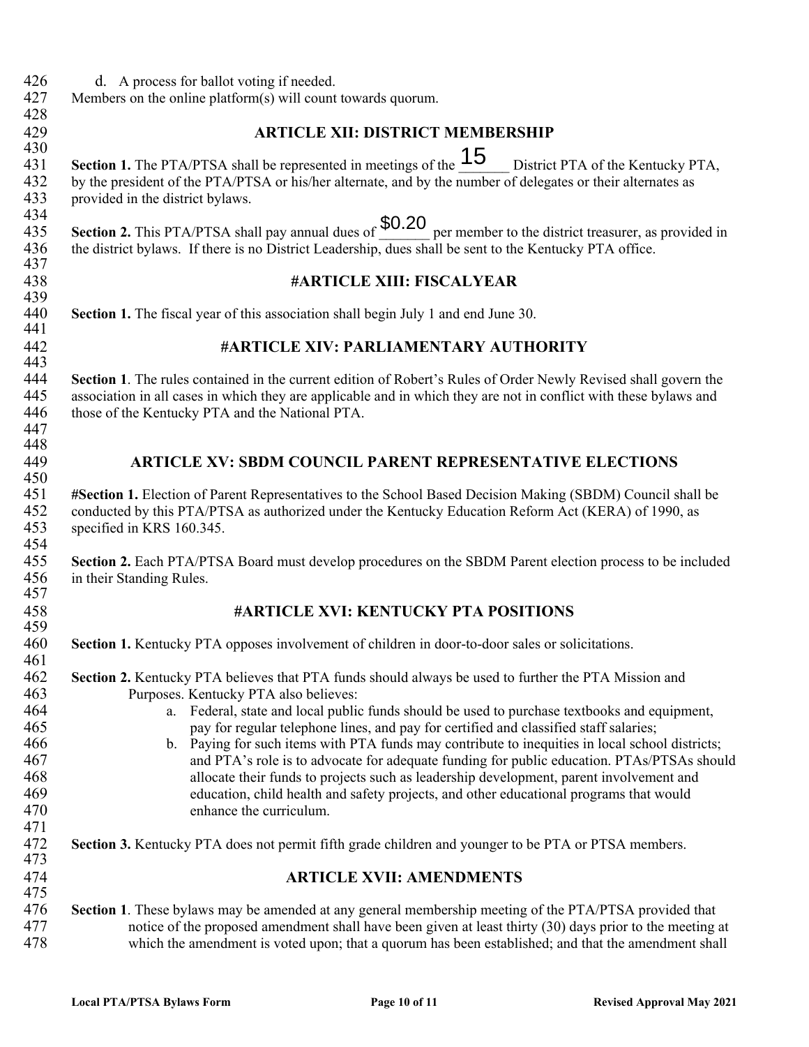d. A process for ballot voting if needed.

Members on the online platform(s) will count towards quorum.

## ARTICLE XII: DISTRICT MEMBERSHIP

**Section 1.** The PTA/PTSA shall be represented in meetings of the 15 District PTA of the Kentucky PTA, by the president of the PTA/PTSA or his/her alternate, and by the number of delegates or their alternates as provided in the district bylaws.

**Section 2.** This PTA/PTSA shall pay annual dues of $0.20 per member to the district treasurer, as provided in the district bylaws. If there is no District Leadership, dues shall be sent to the Kentucky PTA office.

## #ARTICLE XIII: FISCALYEAR

**Section 1.** The fiscal year of this association shall begin July 1 and end June 30.

## #ARTICLE XIV: PARLIAMENTARY AUTHORITY

**Section 1**. The rules contained in the current edition of Robert's Rules of Order Newly Revised shall govern the association in all cases in which they are applicable and in which they are not in conflict with these bylaws and those of the Kentucky PTA and the National PTA.

## ARTICLE XV: SBDM COUNCIL PARENT REPRESENTATIVE ELECTIONS

**#Section 1.** Election of Parent Representatives to the School Based Decision Making (SBDM) Council shall be conducted by this PTA/PTSA as authorized under the Kentucky Education Reform Act (KERA) of 1990, as specified in KRS 160.345.

**Section 2.** Each PTA/PTSA Board must develop procedures on the SBDM Parent election process to be included in their Standing Rules.

## #ARTICLE XVI: KENTUCKY PTA POSITIONS

**Section 1.** Kentucky PTA opposes involvement of children in door-to-door sales or solicitations.

**Section 2.** Kentucky PTA believes that PTA funds should always be used to further the PTA Mission and Purposes. Kentucky PTA also believes:

a. Federal, state and local public funds should be used to purchase textbooks and equipment, pay for regular telephone lines, and pay for certified and classified staff salaries;

b. Paying for such items with PTA funds may contribute to inequities in local school districts; and PTA's role is to advocate for adequate funding for public education. PTAs/PTSAs should allocate their funds to projects such as leadership development, parent involvement and education, child health and safety projects, and other educational programs that would enhance the curriculum.

**Section 3.** Kentucky PTA does not permit fifth grade children and younger to be PTA or PTSA members.

## ARTICLE XVII: AMENDMENTS

**Section 1**. These bylaws may be amended at any general membership meeting of the PTA/PTSA provided that notice of the proposed amendment shall have been given at least thirty (30) days prior to the meeting at which the amendment is voted upon; that a quorum has been established; and that the amendment shall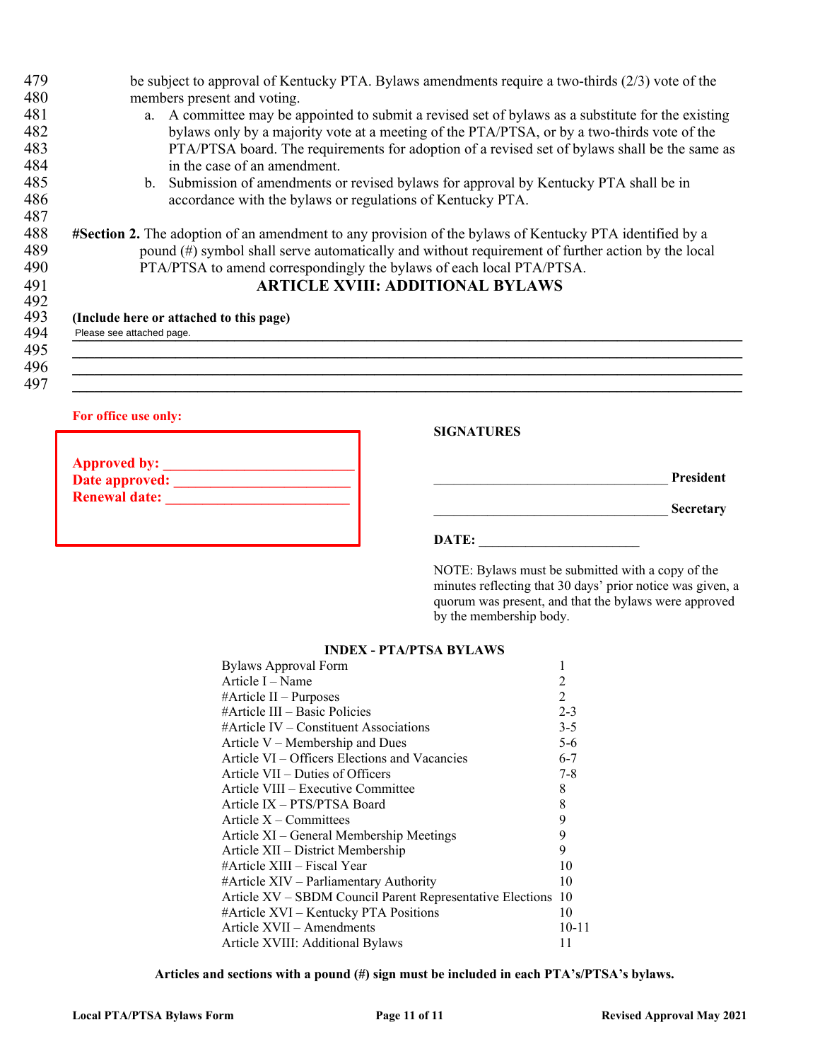be subject to approval of Kentucky PTA. Bylaws amendments require a two-thirds (2/3) vote of the members present and voting.

a. A committee may be appointed to submit a revised set of bylaws as a substitute for the existing bylaws only by a majority vote at a meeting of the PTA/PTSA, or by a two-thirds vote of the PTA/PTSA board. The requirements for adoption of a revised set of bylaws shall be the same as in the case of an amendment.

b. Submission of amendments or revised bylaws for approval by Kentucky PTA shall be in accordance with the bylaws or regulations of Kentucky PTA.

**#Section 2.** The adoption of an amendment to any provision of the bylaws of Kentucky PTA identified by a pound (#) symbol shall serve automatically and without requirement of further action by the local PTA/PTSA to amend correspondingly the bylaws of each local PTA/PTSA.

## ARTICLE XVIII: ADDITIONAL BYLAWS

**(Include here or attached to this page)**

Please see attached page.

**For office use only:**

**Approved by:** ____________________

**Date approved:** ____________________

**Renewal date:** ____________________

**SIGNATURES**

____________________ **President**

____________________ **Secretary**

**DATE:** ____________________

NOTE: Bylaws must be submitted with a copy of the minutes reflecting that 30 days' prior notice was given, a quorum was present, and that the bylaws were approved by the membership body.

**INDEX - PTA/PTSA BYLAWS**

| | |
|---|---|
| Bylaws Approval Form | 1 |
| Article I – Name | 2 |
| #Article II – Purposes | 2 |
| #Article III – Basic Policies | 2-3 |
| #Article IV – Constituent Associations | 3-5 |
| Article V – Membership and Dues | 5-6 |
| Article VI – Officers Elections and Vacancies | 6-7 |
| Article VII – Duties of Officers | 7-8 |
| Article VIII – Executive Committee | 8 |
| Article IX – PTS/PTSA Board | 8 |
| Article X – Committees | 9 |
| Article XI – General Membership Meetings | 9 |
| Article XII – District Membership | 9 |
| #Article XIII – Fiscal Year | 10 |
| #Article XIV – Parliamentary Authority | 10 |
| Article XV – SBDM Council Parent Representative Elections | 10 |
| #Article XVI – Kentucky PTA Positions | 10 |
| Article XVII – Amendments | 10-11 |
| Article XVIII: Additional Bylaws | 11 |

**Articles and sections with a pound (#) sign must be included in each PTA's/PTSA's bylaws.**